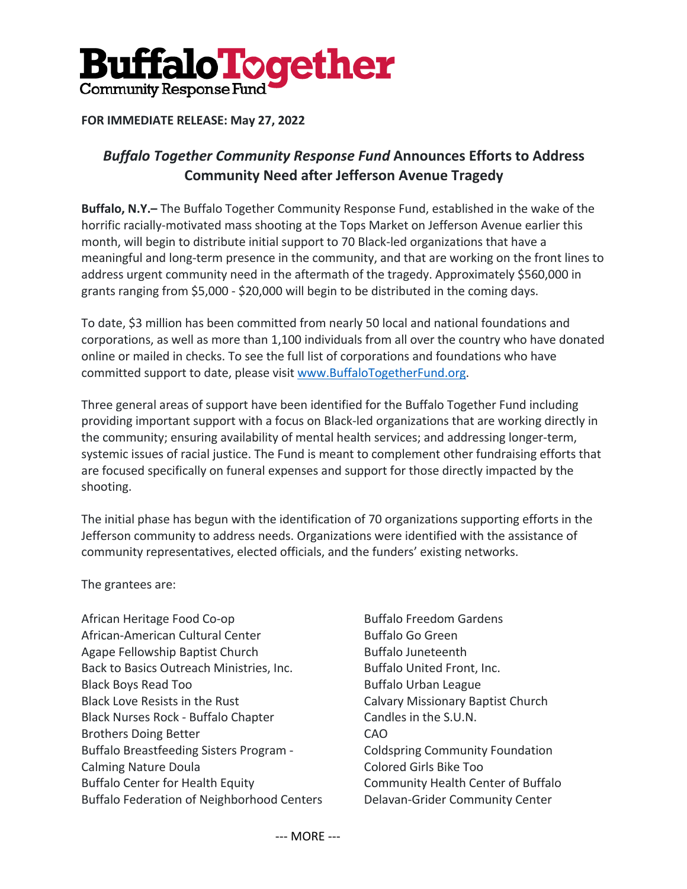# Buffalo Together Community Response Fund

**FOR IMMEDIATE RELEASE: May 27, 2022**

## *Buffalo Together Community Response Fund* Announces Efforts to Address Community Need after Jefferson Avenue Tragedy

**Buffalo, N.Y.–** The Buffalo Together Community Response Fund, established in the wake of the horrific racially-motivated mass shooting at the Tops Market on Jefferson Avenue earlier this month, will begin to distribute initial support to 70 Black-led organizations that have a meaningful and long-term presence in the community, and that are working on the front lines to address urgent community need in the aftermath of the tragedy. Approximately $560,000 in grants ranging from $5,000 - $20,000 will begin to be distributed in the coming days.

To date, $3 million has been committed from nearly 50 local and national foundations and corporations, as well as more than 1,100 individuals from all over the country who have donated online or mailed in checks. To see the full list of corporations and foundations who have committed support to date, please visit [www.BuffaloTogetherFund.org](http://www.BuffaloTogetherFund.org).

Three general areas of support have been identified for the Buffalo Together Fund including providing important support with a focus on Black-led organizations that are working directly in the community; ensuring availability of mental health services; and addressing longer-term, systemic issues of racial justice. The Fund is meant to complement other fundraising efforts that are focused specifically on funeral expenses and support for those directly impacted by the shooting.

The initial phase has begun with the identification of 70 organizations supporting efforts in the Jefferson community to address needs. Organizations were identified with the assistance of community representatives, elected officials, and the funders' existing networks.

The grantees are:

African Heritage Food Co-op
African-American Cultural Center
Agape Fellowship Baptist Church
Back to Basics Outreach Ministries, Inc.
Black Boys Read Too
Black Love Resists in the Rust
Black Nurses Rock - Buffalo Chapter
Brothers Doing Better
Buffalo Breastfeeding Sisters Program - Calming Nature Doula
Buffalo Center for Health Equity
Buffalo Federation of Neighborhood Centers
Buffalo Freedom Gardens
Buffalo Go Green
Buffalo Juneteenth
Buffalo United Front, Inc.
Buffalo Urban League
Calvary Missionary Baptist Church
Candles in the S.U.N.
CAO
Coldspring Community Foundation
Colored Girls Bike Too
Community Health Center of Buffalo
Delavan-Grider Community Center

--- MORE ---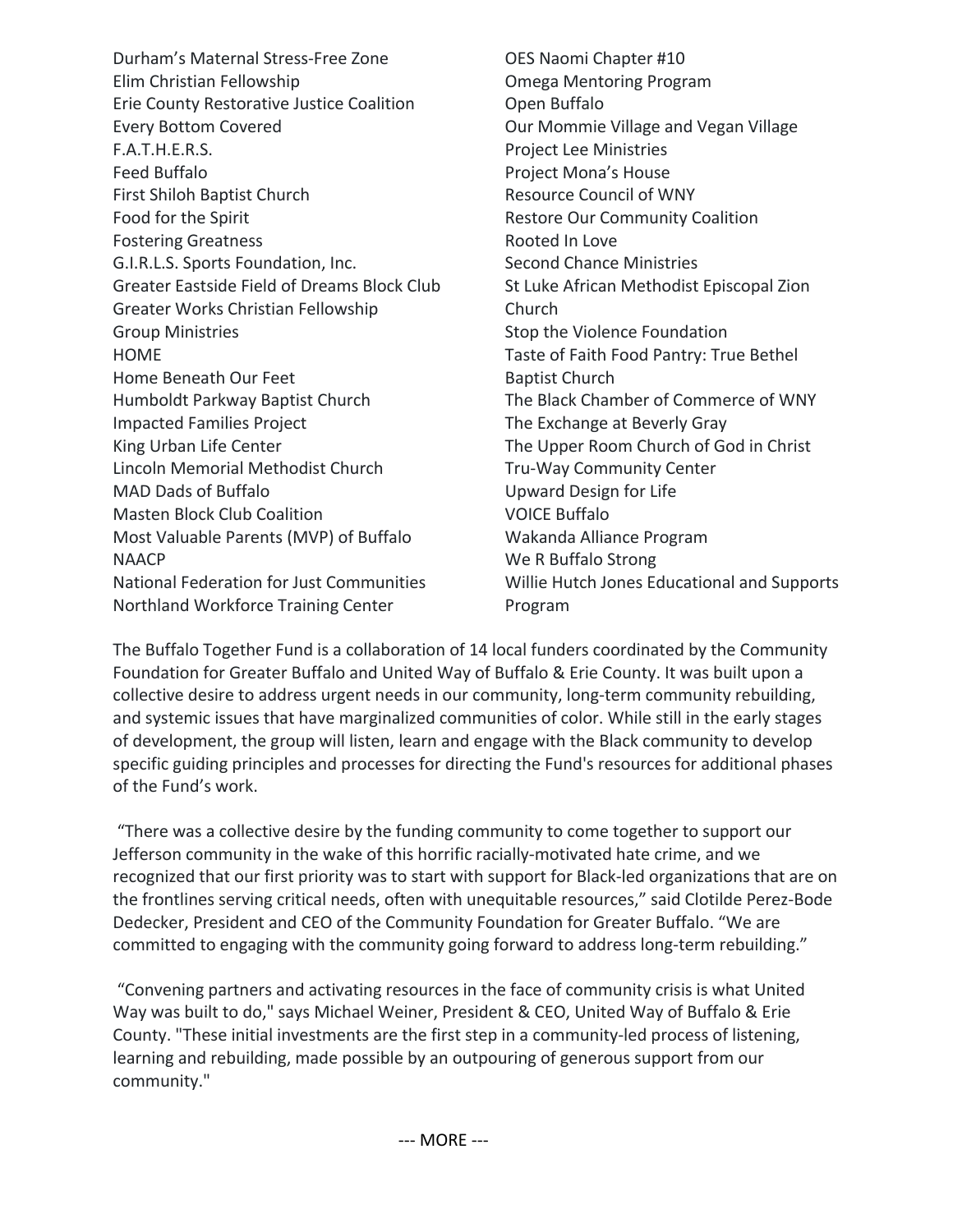- Durham's Maternal Stress-Free Zone
- Elim Christian Fellowship
- Erie County Restorative Justice Coalition
- Every Bottom Covered
- F.A.T.H.E.R.S.
- Feed Buffalo
- First Shiloh Baptist Church
- Food for the Spirit
- Fostering Greatness
- G.I.R.L.S. Sports Foundation, Inc.
- Greater Eastside Field of Dreams Block Club
- Greater Works Christian Fellowship
- Group Ministries
- HOME
- Home Beneath Our Feet
- Humboldt Parkway Baptist Church
- Impacted Families Project
- King Urban Life Center
- Lincoln Memorial Methodist Church
- MAD Dads of Buffalo
- Masten Block Club Coalition
- Most Valuable Parents (MVP) of Buffalo
- NAACP
- National Federation for Just Communities
- Northland Workforce Training Center
- OES Naomi Chapter #10
- Omega Mentoring Program
- Open Buffalo
- Our Mommie Village and Vegan Village
- Project Lee Ministries
- Project Mona's House
- Resource Council of WNY
- Restore Our Community Coalition
- Rooted In Love
- Second Chance Ministries
- St Luke African Methodist Episcopal Zion Church
- Stop the Violence Foundation
- Taste of Faith Food Pantry: True Bethel Baptist Church
- The Black Chamber of Commerce of WNY
- The Exchange at Beverly Gray
- The Upper Room Church of God in Christ
- Tru-Way Community Center
- Upward Design for Life
- VOICE Buffalo
- Wakanda Alliance Program
- We R Buffalo Strong
- Willie Hutch Jones Educational and Supports Program

The Buffalo Together Fund is a collaboration of 14 local funders coordinated by the Community Foundation for Greater Buffalo and United Way of Buffalo & Erie County. It was built upon a collective desire to address urgent needs in our community, long-term community rebuilding, and systemic issues that have marginalized communities of color. While still in the early stages of development, the group will listen, learn and engage with the Black community to develop specific guiding principles and processes for directing the Fund's resources for additional phases of the Fund's work.

"There was a collective desire by the funding community to come together to support our Jefferson community in the wake of this horrific racially-motivated hate crime, and we recognized that our first priority was to start with support for Black-led organizations that are on the frontlines serving critical needs, often with unequitable resources," said Clotilde Perez-Bode Dedecker, President and CEO of the Community Foundation for Greater Buffalo. "We are committed to engaging with the community going forward to address long-term rebuilding."

"Convening partners and activating resources in the face of community crisis is what United Way was built to do," says Michael Weiner, President & CEO, United Way of Buffalo & Erie County. "These initial investments are the first step in a community-led process of listening, learning and rebuilding, made possible by an outpouring of generous support from our community."

--- MORE ---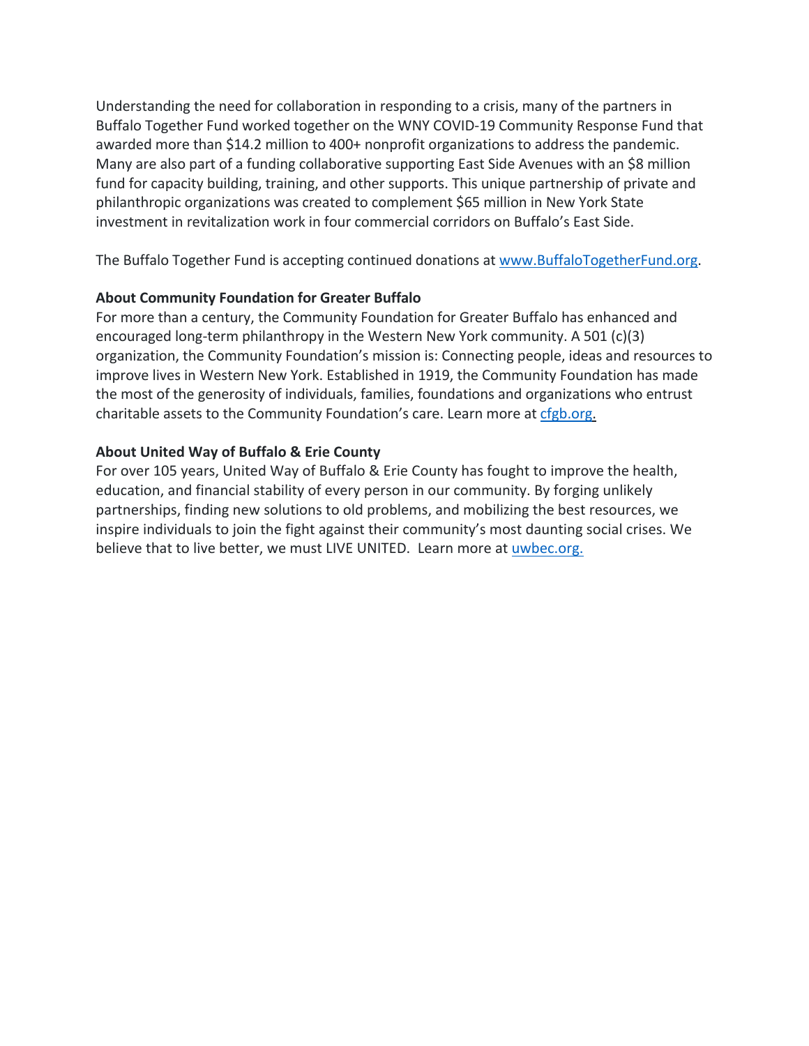Understanding the need for collaboration in responding to a crisis, many of the partners in Buffalo Together Fund worked together on the WNY COVID-19 Community Response Fund that awarded more than $14.2 million to 400+ nonprofit organizations to address the pandemic. Many are also part of a funding collaborative supporting East Side Avenues with an $8 million fund for capacity building, training, and other supports. This unique partnership of private and philanthropic organizations was created to complement $65 million in New York State investment in revitalization work in four commercial corridors on Buffalo's East Side.

The Buffalo Together Fund is accepting continued donations at www.BuffaloTogetherFund.org.

**About Community Foundation for Greater Buffalo**

For more than a century, the Community Foundation for Greater Buffalo has enhanced and encouraged long-term philanthropy in the Western New York community. A 501 (c)(3) organization, the Community Foundation's mission is: Connecting people, ideas and resources to improve lives in Western New York. Established in 1919, the Community Foundation has made the most of the generosity of individuals, families, foundations and organizations who entrust charitable assets to the Community Foundation's care. Learn more at cfgb.org.

**About United Way of Buffalo & Erie County**

For over 105 years, United Way of Buffalo & Erie County has fought to improve the health, education, and financial stability of every person in our community. By forging unlikely partnerships, finding new solutions to old problems, and mobilizing the best resources, we inspire individuals to join the fight against their community's most daunting social crises. We believe that to live better, we must LIVE UNITED. Learn more at uwbec.org.